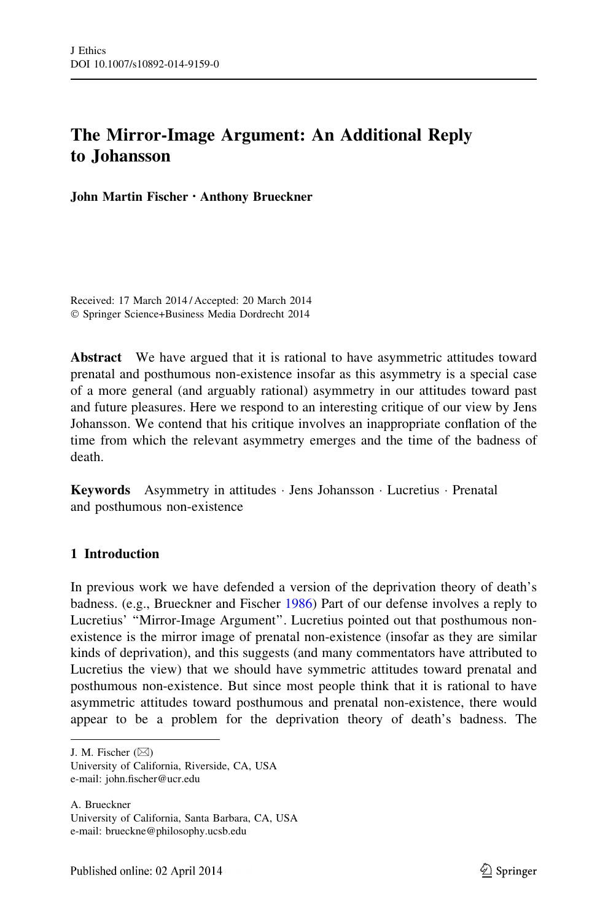# The Mirror-Image Argument: An Additional Reply to Johansson

**John Martin Fischer · Anthony Brueckner**

Received: 17 March 2014 / Accepted: 20 March 2014
© Springer Science+Business Media Dordrecht 2014

**Abstract** We have argued that it is rational to have asymmetric attitudes toward prenatal and posthumous non-existence insofar as this asymmetry is a special case of a more general (and arguably rational) asymmetry in our attitudes toward past and future pleasures. Here we respond to an interesting critique of our view by Jens Johansson. We contend that his critique involves an inappropriate conflation of the time from which the relevant asymmetry emerges and the time of the badness of death.

**Keywords** Asymmetry in attitudes · Jens Johansson · Lucretius · Prenatal and posthumous non-existence

## 1 Introduction

In previous work we have defended a version of the deprivation theory of death's badness. (e.g., Brueckner and Fischer 1986) Part of our defense involves a reply to Lucretius' "Mirror-Image Argument". Lucretius pointed out that posthumous non-existence is the mirror image of prenatal non-existence (insofar as they are similar kinds of deprivation), and this suggests (and many commentators have attributed to Lucretius the view) that we should have symmetric attitudes toward prenatal and posthumous non-existence. But since most people think that it is rational to have asymmetric attitudes toward posthumous and prenatal non-existence, there would appear to be a problem for the deprivation theory of death's badness. The

J. M. Fischer (✉)
University of California, Riverside, CA, USA
e-mail: john.fischer@ucr.edu

A. Brueckner
University of California, Santa Barbara, CA, USA
e-mail: brueckne@philosophy.ucsb.edu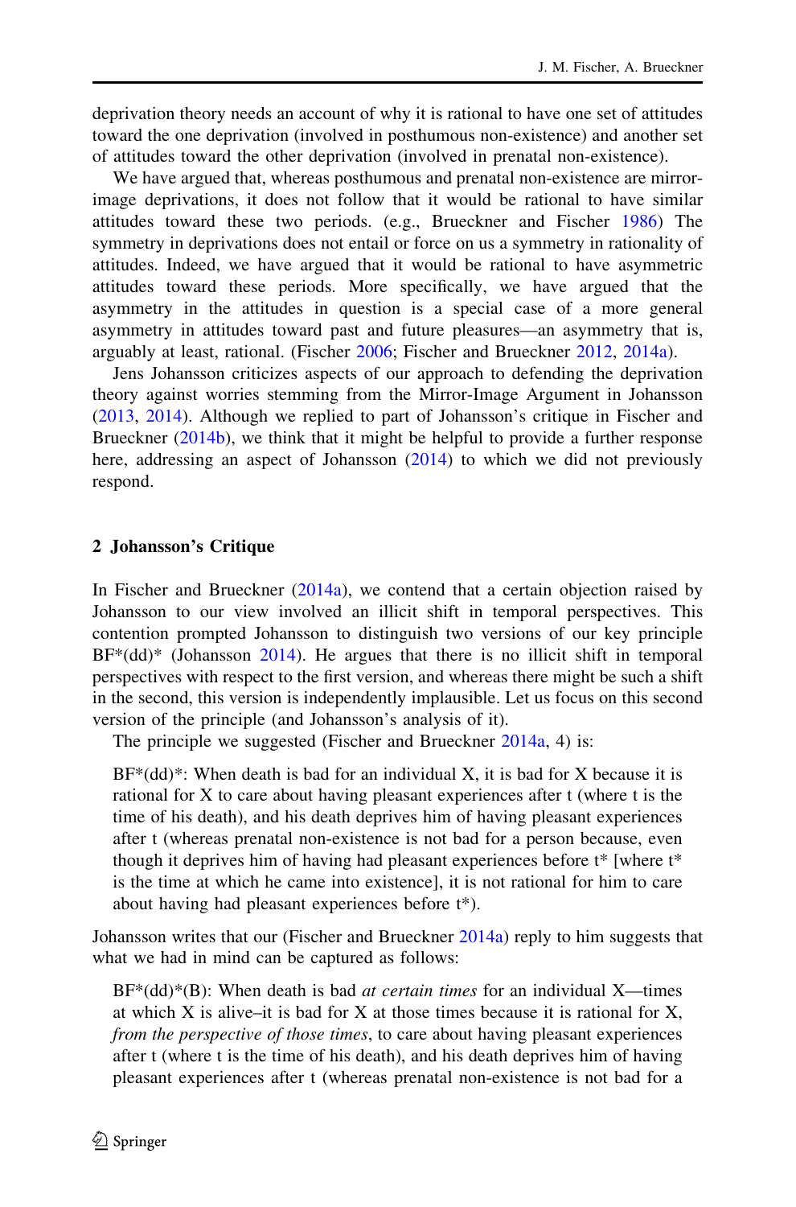deprivation theory needs an account of why it is rational to have one set of attitudes toward the one deprivation (involved in posthumous non-existence) and another set of attitudes toward the other deprivation (involved in prenatal non-existence).

We have argued that, whereas posthumous and prenatal non-existence are mirror-image deprivations, it does not follow that it would be rational to have similar attitudes toward these two periods. (e.g., Brueckner and Fischer 1986) The symmetry in deprivations does not entail or force on us a symmetry in rationality of attitudes. Indeed, we have argued that it would be rational to have asymmetric attitudes toward these periods. More specifically, we have argued that the asymmetry in the attitudes in question is a special case of a more general asymmetry in attitudes toward past and future pleasures—an asymmetry that is, arguably at least, rational. (Fischer 2006; Fischer and Brueckner 2012, 2014a).

Jens Johansson criticizes aspects of our approach to defending the deprivation theory against worries stemming from the Mirror-Image Argument in Johansson (2013, 2014). Although we replied to part of Johansson's critique in Fischer and Brueckner (2014b), we think that it might be helpful to provide a further response here, addressing an aspect of Johansson (2014) to which we did not previously respond.

## 2 Johansson's Critique

In Fischer and Brueckner (2014a), we contend that a certain objection raised by Johansson to our view involved an illicit shift in temporal perspectives. This contention prompted Johansson to distinguish two versions of our key principle BF*(dd)* (Johansson 2014). He argues that there is no illicit shift in temporal perspectives with respect to the first version, and whereas there might be such a shift in the second, this version is independently implausible. Let us focus on this second version of the principle (and Johansson's analysis of it).

The principle we suggested (Fischer and Brueckner 2014a, 4) is:

> BF*(dd)*: When death is bad for an individual X, it is bad for X because it is rational for X to care about having pleasant experiences after t (where t is the time of his death), and his death deprives him of having pleasant experiences after t (whereas prenatal non-existence is not bad for a person because, even though it deprives him of having had pleasant experiences before t* [where t* is the time at which he came into existence], it is not rational for him to care about having had pleasant experiences before t*).

Johansson writes that our (Fischer and Brueckner 2014a) reply to him suggests that what we had in mind can be captured as follows:

> BF*(dd)*(B): When death is bad *at certain times* for an individual X—times at which X is alive–it is bad for X at those times because it is rational for X, *from the perspective of those times*, to care about having pleasant experiences after t (where t is the time of his death), and his death deprives him of having pleasant experiences after t (whereas prenatal non-existence is not bad for a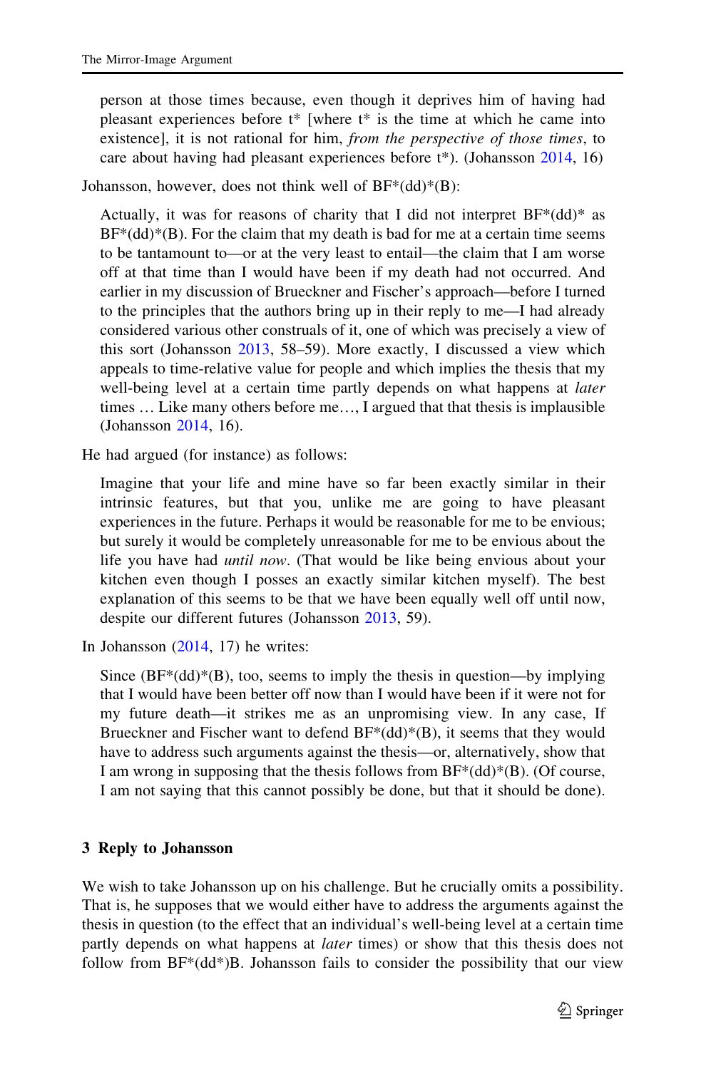person at those times because, even though it deprives him of having had pleasant experiences before t* [where t* is the time at which he came into existence], it is not rational for him, *from the perspective of those times*, to care about having had pleasant experiences before t*). (Johansson 2014, 16)

Johansson, however, does not think well of BF*(dd)*(B):

> Actually, it was for reasons of charity that I did not interpret BF*(dd)* as BF*(dd)*(B). For the claim that my death is bad for me at a certain time seems to be tantamount to—or at the very least to entail—the claim that I am worse off at that time than I would have been if my death had not occurred. And earlier in my discussion of Brueckner and Fischer's approach—before I turned to the principles that the authors bring up in their reply to me—I had already considered various other construals of it, one of which was precisely a view of this sort (Johansson 2013, 58–59). More exactly, I discussed a view which appeals to time-relative value for people and which implies the thesis that my well-being level at a certain time partly depends on what happens at *later* times … Like many others before me…, I argued that that thesis is implausible (Johansson 2014, 16).

He had argued (for instance) as follows:

> Imagine that your life and mine have so far been exactly similar in their intrinsic features, but that you, unlike me are going to have pleasant experiences in the future. Perhaps it would be reasonable for me to be envious; but surely it would be completely unreasonable for me to be envious about the life you have had *until now*. (That would be like being envious about your kitchen even though I posses an exactly similar kitchen myself). The best explanation of this seems to be that we have been equally well off until now, despite our different futures (Johansson 2013, 59).

In Johansson (2014, 17) he writes:

> Since (BF*(dd)*(B), too, seems to imply the thesis in question—by implying that I would have been better off now than I would have been if it were not for my future death—it strikes me as an unpromising view. In any case, If Brueckner and Fischer want to defend BF*(dd)*(B), it seems that they would have to address such arguments against the thesis—or, alternatively, show that I am wrong in supposing that the thesis follows from BF*(dd)*(B). (Of course, I am not saying that this cannot possibly be done, but that it should be done).

## 3 Reply to Johansson

We wish to take Johansson up on his challenge. But he crucially omits a possibility. That is, he supposes that we would either have to address the arguments against the thesis in question (to the effect that an individual's well-being level at a certain time partly depends on what happens at *later* times) or show that this thesis does not follow from BF*(dd*)B. Johansson fails to consider the possibility that our view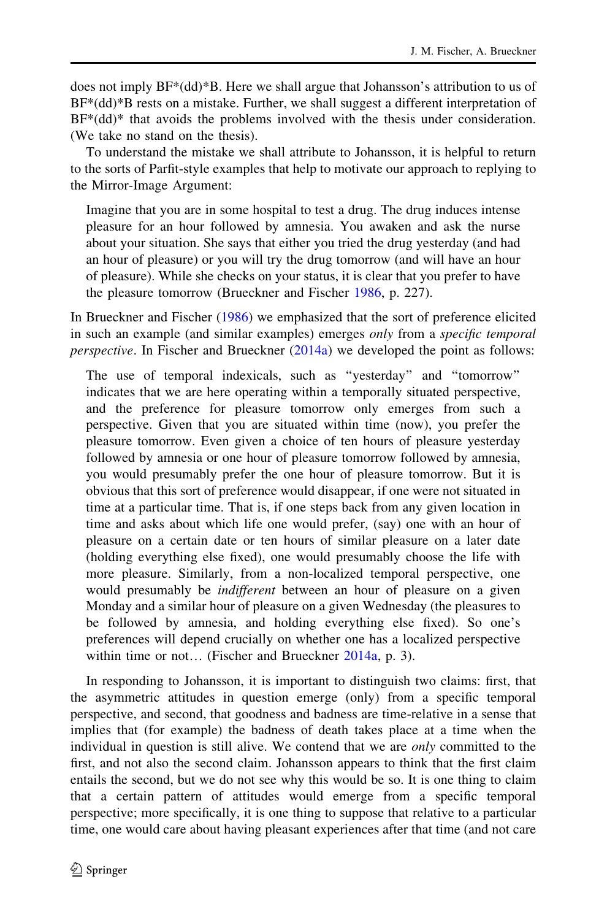does not imply BF*(dd)*B. Here we shall argue that Johansson's attribution to us of BF*(dd)*B rests on a mistake. Further, we shall suggest a different interpretation of BF*(dd)* that avoids the problems involved with the thesis under consideration. (We take no stand on the thesis).

To understand the mistake we shall attribute to Johansson, it is helpful to return to the sorts of Parfit-style examples that help to motivate our approach to replying to the Mirror-Image Argument:

> Imagine that you are in some hospital to test a drug. The drug induces intense pleasure for an hour followed by amnesia. You awaken and ask the nurse about your situation. She says that either you tried the drug yesterday (and had an hour of pleasure) or you will try the drug tomorrow (and will have an hour of pleasure). While she checks on your status, it is clear that you prefer to have the pleasure tomorrow (Brueckner and Fischer 1986, p. 227).

In Brueckner and Fischer (1986) we emphasized that the sort of preference elicited in such an example (and similar examples) emerges *only* from a *specific temporal perspective*. In Fischer and Brueckner (2014a) we developed the point as follows:

> The use of temporal indexicals, such as "yesterday" and "tomorrow" indicates that we are here operating within a temporally situated perspective, and the preference for pleasure tomorrow only emerges from such a perspective. Given that you are situated within time (now), you prefer the pleasure tomorrow. Even given a choice of ten hours of pleasure yesterday followed by amnesia or one hour of pleasure tomorrow followed by amnesia, you would presumably prefer the one hour of pleasure tomorrow. But it is obvious that this sort of preference would disappear, if one were not situated in time at a particular time. That is, if one steps back from any given location in time and asks about which life one would prefer, (say) one with an hour of pleasure on a certain date or ten hours of similar pleasure on a later date (holding everything else fixed), one would presumably choose the life with more pleasure. Similarly, from a non-localized temporal perspective, one would presumably be *indifferent* between an hour of pleasure on a given Monday and a similar hour of pleasure on a given Wednesday (the pleasures to be followed by amnesia, and holding everything else fixed). So one's preferences will depend crucially on whether one has a localized perspective within time or not… (Fischer and Brueckner 2014a, p. 3).

In responding to Johansson, it is important to distinguish two claims: first, that the asymmetric attitudes in question emerge (only) from a specific temporal perspective, and second, that goodness and badness are time-relative in a sense that implies that (for example) the badness of death takes place at a time when the individual in question is still alive. We contend that we are *only* committed to the first, and not also the second claim. Johansson appears to think that the first claim entails the second, but we do not see why this would be so. It is one thing to claim that a certain pattern of attitudes would emerge from a specific temporal perspective; more specifically, it is one thing to suppose that relative to a particular time, one would care about having pleasant experiences after that time (and not care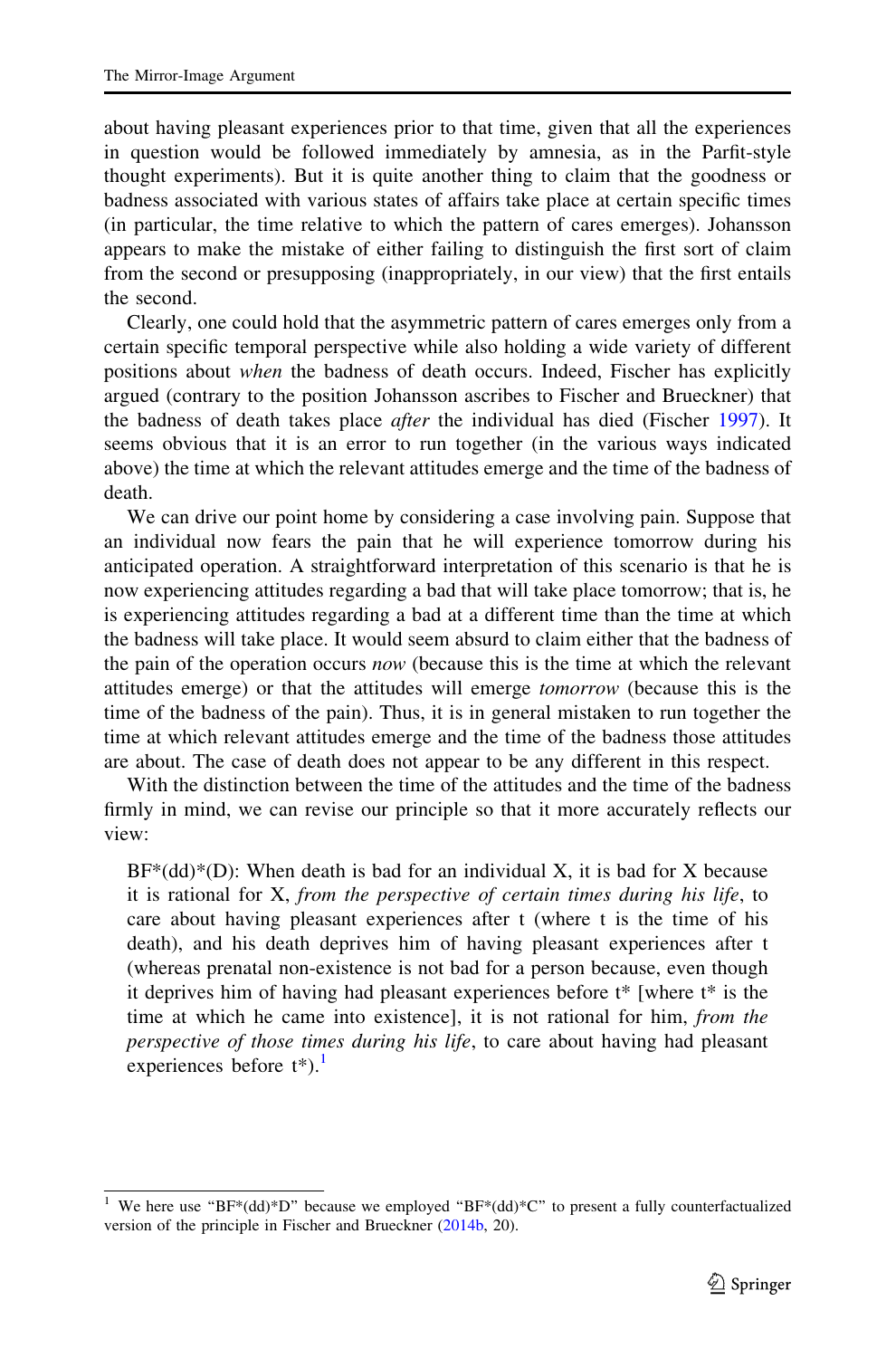about having pleasant experiences prior to that time, given that all the experiences in question would be followed immediately by amnesia, as in the Parfit-style thought experiments). But it is quite another thing to claim that the goodness or badness associated with various states of affairs take place at certain specific times (in particular, the time relative to which the pattern of cares emerges). Johansson appears to make the mistake of either failing to distinguish the first sort of claim from the second or presupposing (inappropriately, in our view) that the first entails the second.

Clearly, one could hold that the asymmetric pattern of cares emerges only from a certain specific temporal perspective while also holding a wide variety of different positions about *when* the badness of death occurs. Indeed, Fischer has explicitly argued (contrary to the position Johansson ascribes to Fischer and Brueckner) that the badness of death takes place *after* the individual has died (Fischer 1997). It seems obvious that it is an error to run together (in the various ways indicated above) the time at which the relevant attitudes emerge and the time of the badness of death.

We can drive our point home by considering a case involving pain. Suppose that an individual now fears the pain that he will experience tomorrow during his anticipated operation. A straightforward interpretation of this scenario is that he is now experiencing attitudes regarding a bad that will take place tomorrow; that is, he is experiencing attitudes regarding a bad at a different time than the time at which the badness will take place. It would seem absurd to claim either that the badness of the pain of the operation occurs *now* (because this is the time at which the relevant attitudes emerge) or that the attitudes will emerge *tomorrow* (because this is the time of the badness of the pain). Thus, it is in general mistaken to run together the time at which relevant attitudes emerge and the time of the badness those attitudes are about. The case of death does not appear to be any different in this respect.

With the distinction between the time of the attitudes and the time of the badness firmly in mind, we can revise our principle so that it more accurately reflects our view:

> BF*(dd)*(D): When death is bad for an individual X, it is bad for X because it is rational for X, *from the perspective of certain times during his life*, to care about having pleasant experiences after t (where t is the time of his death), and his death deprives him of having pleasant experiences after t (whereas prenatal non-existence is not bad for a person because, even though it deprives him of having had pleasant experiences before t* [where t* is the time at which he came into existence], it is not rational for him, *from the perspective of those times during his life*, to care about having had pleasant experiences before t*).[1]

[1] We here use "BF*(dd)*D" because we employed "BF*(dd)*C" to present a fully counterfactualized version of the principle in Fischer and Brueckner (2014b, 20).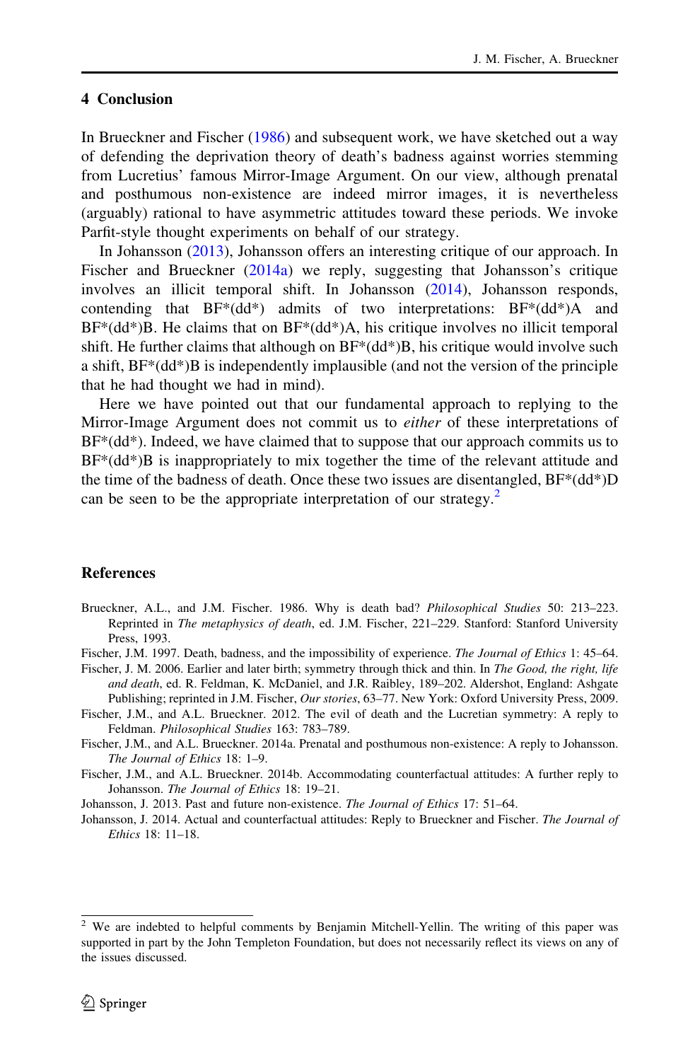## 4 Conclusion

In Brueckner and Fischer (1986) and subsequent work, we have sketched out a way of defending the deprivation theory of death's badness against worries stemming from Lucretius' famous Mirror-Image Argument. On our view, although prenatal and posthumous non-existence are indeed mirror images, it is nevertheless (arguably) rational to have asymmetric attitudes toward these periods. We invoke Parfit-style thought experiments on behalf of our strategy.

In Johansson (2013), Johansson offers an interesting critique of our approach. In Fischer and Brueckner (2014a) we reply, suggesting that Johansson's critique involves an illicit temporal shift. In Johansson (2014), Johansson responds, contending that BF*(dd*) admits of two interpretations: BF*(dd*)A and BF*(dd*)B. He claims that on BF*(dd*)A, his critique involves no illicit temporal shift. He further claims that although on BF*(dd*)B, his critique would involve such a shift, BF*(dd*)B is independently implausible (and not the version of the principle that he had thought we had in mind).

Here we have pointed out that our fundamental approach to replying to the Mirror-Image Argument does not commit us to *either* of these interpretations of BF*(dd*). Indeed, we have claimed that to suppose that our approach commits us to BF*(dd*)B is inappropriately to mix together the time of the relevant attitude and the time of the badness of death. Once these two issues are disentangled, BF*(dd*)D can be seen to be the appropriate interpretation of our strategy.[2]

## References

Brueckner, A.L., and J.M. Fischer. 1986. Why is death bad? *Philosophical Studies* 50: 213–223. Reprinted in *The metaphysics of death*, ed. J.M. Fischer, 221–229. Stanford: Stanford University Press, 1993.

Fischer, J.M. 1997. Death, badness, and the impossibility of experience. *The Journal of Ethics* 1: 45–64.

Fischer, J. M. 2006. Earlier and later birth; symmetry through thick and thin. In *The Good, the right, life and death*, ed. R. Feldman, K. McDaniel, and J.R. Raibley, 189–202. Aldershot, England: Ashgate Publishing; reprinted in J.M. Fischer, *Our stories*, 63–77. New York: Oxford University Press, 2009.

Fischer, J.M., and A.L. Brueckner. 2012. The evil of death and the Lucretian symmetry: A reply to Feldman. *Philosophical Studies* 163: 783–789.

Fischer, J.M., and A.L. Brueckner. 2014a. Prenatal and posthumous non-existence: A reply to Johansson. *The Journal of Ethics* 18: 1–9.

Fischer, J.M., and A.L. Brueckner. 2014b. Accommodating counterfactual attitudes: A further reply to Johansson. *The Journal of Ethics* 18: 19–21.

Johansson, J. 2013. Past and future non-existence. *The Journal of Ethics* 17: 51–64.

Johansson, J. 2014. Actual and counterfactual attitudes: Reply to Brueckner and Fischer. *The Journal of Ethics* 18: 11–18.

---

[2] We are indebted to helpful comments by Benjamin Mitchell-Yellin. The writing of this paper was supported in part by the John Templeton Foundation, but does not necessarily reflect its views on any of the issues discussed.